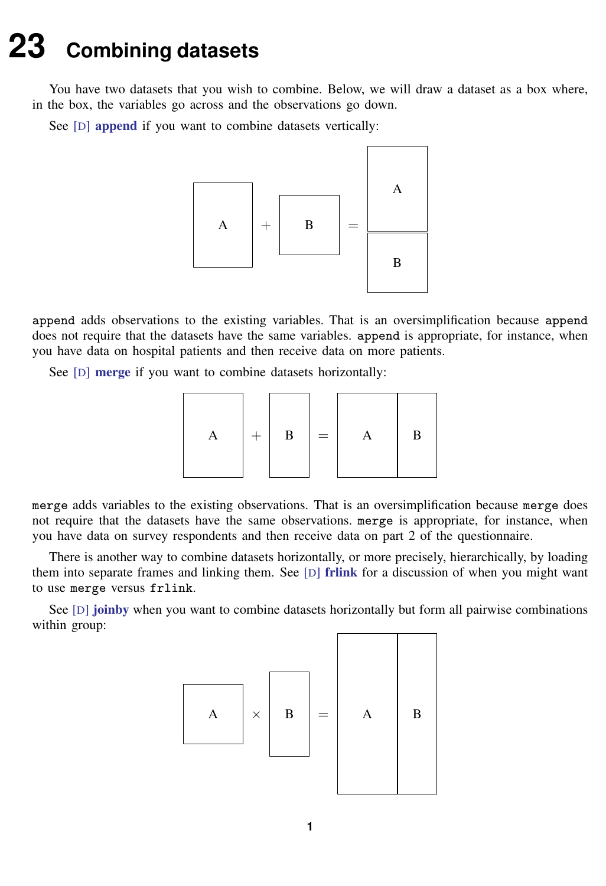# 23 Combining datasets

You have two datasets that you wish to combine. Below, we will draw a dataset as a box where, in the box, the variables go across and the observations go down.

See [D] **append** if you want to combine datasets vertically:

`append` adds observations to the existing variables. That is an oversimplification because `append` does not require that the datasets have the same variables. `append` is appropriate, for instance, when you have data on hospital patients and then receive data on more patients.

See [D] **merge** if you want to combine datasets horizontally:

`merge` adds variables to the existing observations. That is an oversimplification because `merge` does not require that the datasets have the same observations. `merge` is appropriate, for instance, when you have data on survey respondents and then receive data on part 2 of the questionnaire.

There is another way to combine datasets horizontally, or more precisely, hierarchically, by loading them into separate frames and linking them. See [D] **frlink** for a discussion of when you might want to use `merge` versus `frlink`.

See [D] **joinby** when you want to combine datasets horizontally but form all pairwise combinations within group: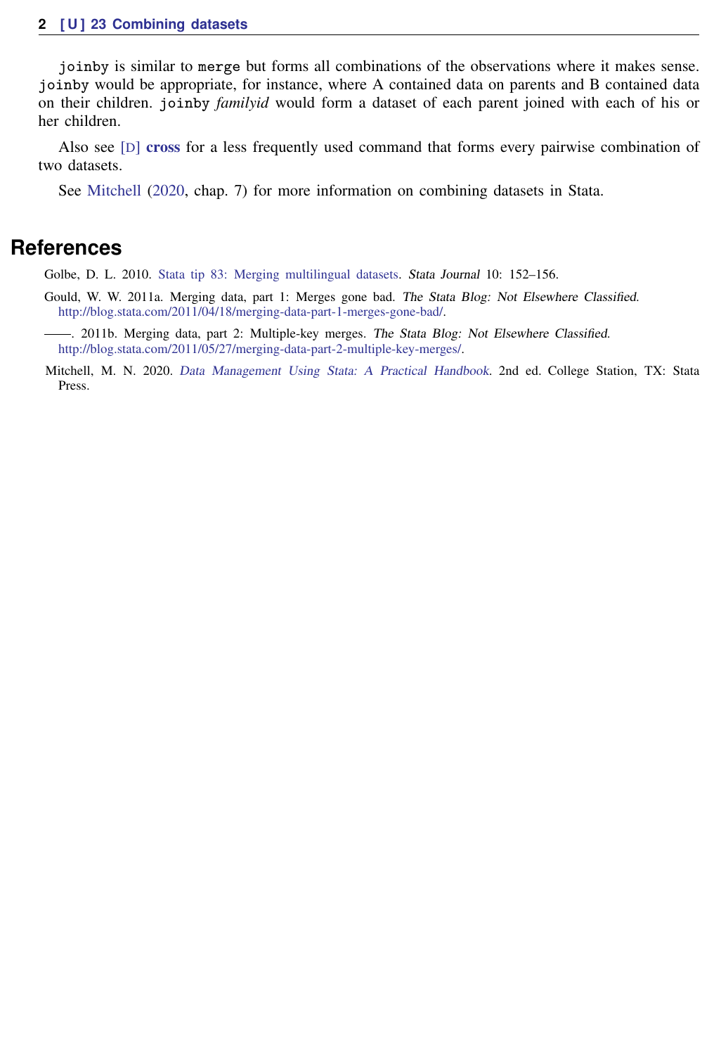`joinby` is similar to `merge` but forms all combinations of the observations where it makes sense. `joinby` would be appropriate, for instance, where A contained data on parents and B contained data on their children. `joinby` *familyid* would form a dataset of each parent joined with each of his or her children.

Also see [D] **cross** for a less frequently used command that forms every pairwise combination of two datasets.

See Mitchell (2020, chap. 7) for more information on combining datasets in Stata.

## References

Golbe, D. L. 2010. Stata tip 83: Merging multilingual datasets. *Stata Journal* 10: 152–156.

Gould, W. W. 2011a. Merging data, part 1: Merges gone bad. *The Stata Blog: Not Elsewhere Classified*. http://blog.stata.com/2011/04/18/merging-data-part-1-merges-gone-bad/.

——. 2011b. Merging data, part 2: Multiple-key merges. *The Stata Blog: Not Elsewhere Classified*. http://blog.stata.com/2011/05/27/merging-data-part-2-multiple-key-merges/.

Mitchell, M. N. 2020. *Data Management Using Stata: A Practical Handbook*. 2nd ed. College Station, TX: Stata Press.